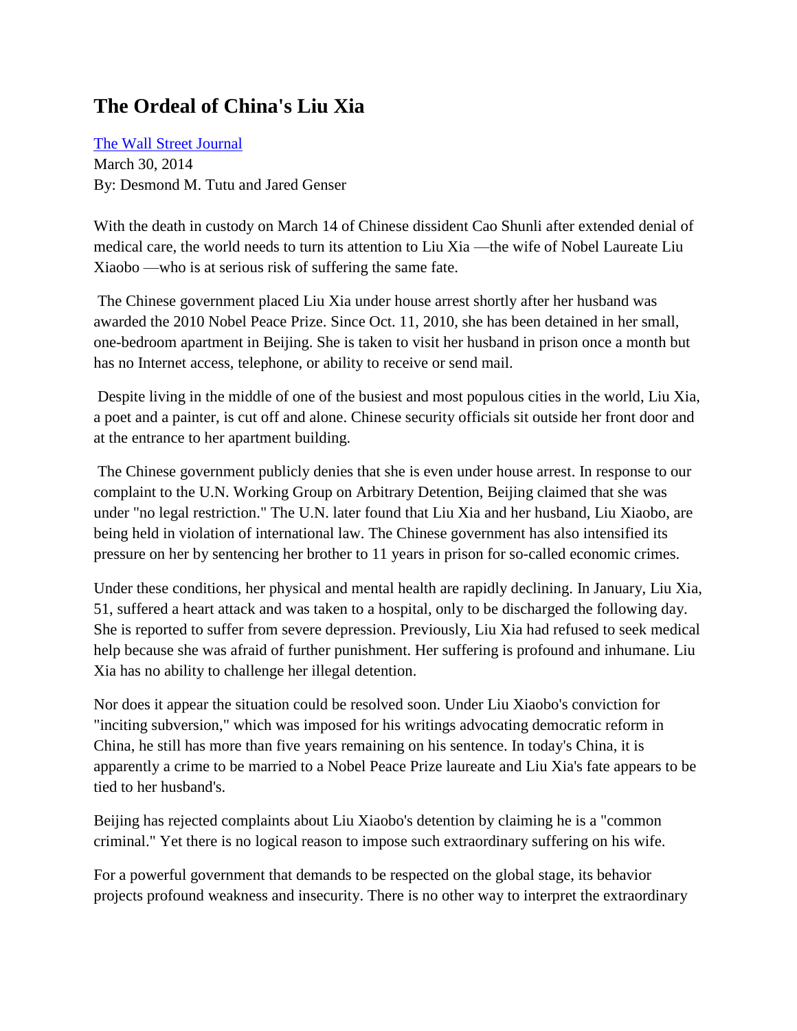# The Ordeal of China's Liu Xia

[The Wall Street Journal](#)
March 30, 2014
By: Desmond M. Tutu and Jared Genser

With the death in custody on March 14 of Chinese dissident Cao Shunli after extended denial of medical care, the world needs to turn its attention to Liu Xia —the wife of Nobel Laureate Liu Xiaobo —who is at serious risk of suffering the same fate.

The Chinese government placed Liu Xia under house arrest shortly after her husband was awarded the 2010 Nobel Peace Prize. Since Oct. 11, 2010, she has been detained in her small, one-bedroom apartment in Beijing. She is taken to visit her husband in prison once a month but has no Internet access, telephone, or ability to receive or send mail.

Despite living in the middle of one of the busiest and most populous cities in the world, Liu Xia, a poet and a painter, is cut off and alone. Chinese security officials sit outside her front door and at the entrance to her apartment building.

The Chinese government publicly denies that she is even under house arrest. In response to our complaint to the U.N. Working Group on Arbitrary Detention, Beijing claimed that she was under "no legal restriction." The U.N. later found that Liu Xia and her husband, Liu Xiaobo, are being held in violation of international law. The Chinese government has also intensified its pressure on her by sentencing her brother to 11 years in prison for so-called economic crimes.

Under these conditions, her physical and mental health are rapidly declining. In January, Liu Xia, 51, suffered a heart attack and was taken to a hospital, only to be discharged the following day. She is reported to suffer from severe depression. Previously, Liu Xia had refused to seek medical help because she was afraid of further punishment. Her suffering is profound and inhumane. Liu Xia has no ability to challenge her illegal detention.

Nor does it appear the situation could be resolved soon. Under Liu Xiaobo's conviction for "inciting subversion," which was imposed for his writings advocating democratic reform in China, he still has more than five years remaining on his sentence. In today's China, it is apparently a crime to be married to a Nobel Peace Prize laureate and Liu Xia's fate appears to be tied to her husband's.

Beijing has rejected complaints about Liu Xiaobo's detention by claiming he is a "common criminal." Yet there is no logical reason to impose such extraordinary suffering on his wife.

For a powerful government that demands to be respected on the global stage, its behavior projects profound weakness and insecurity. There is no other way to interpret the extraordinary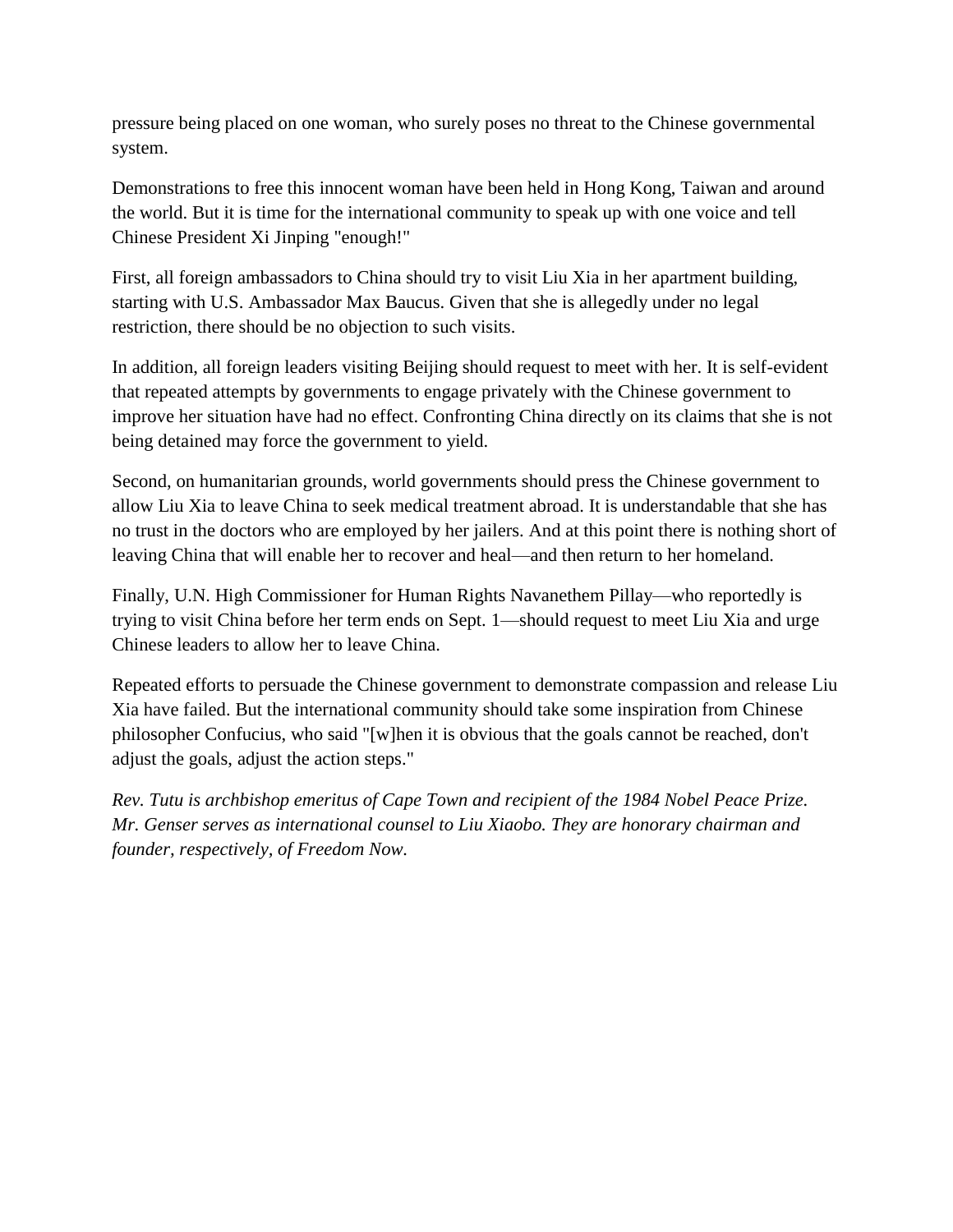pressure being placed on one woman, who surely poses no threat to the Chinese governmental system.

Demonstrations to free this innocent woman have been held in Hong Kong, Taiwan and around the world. But it is time for the international community to speak up with one voice and tell Chinese President Xi Jinping "enough!"

First, all foreign ambassadors to China should try to visit Liu Xia in her apartment building, starting with U.S. Ambassador Max Baucus. Given that she is allegedly under no legal restriction, there should be no objection to such visits.

In addition, all foreign leaders visiting Beijing should request to meet with her. It is self-evident that repeated attempts by governments to engage privately with the Chinese government to improve her situation have had no effect. Confronting China directly on its claims that she is not being detained may force the government to yield.

Second, on humanitarian grounds, world governments should press the Chinese government to allow Liu Xia to leave China to seek medical treatment abroad. It is understandable that she has no trust in the doctors who are employed by her jailers. And at this point there is nothing short of leaving China that will enable her to recover and heal—and then return to her homeland.

Finally, U.N. High Commissioner for Human Rights Navanethem Pillay—who reportedly is trying to visit China before her term ends on Sept. 1—should request to meet Liu Xia and urge Chinese leaders to allow her to leave China.

Repeated efforts to persuade the Chinese government to demonstrate compassion and release Liu Xia have failed. But the international community should take some inspiration from Chinese philosopher Confucius, who said "[w]hen it is obvious that the goals cannot be reached, don't adjust the goals, adjust the action steps."

*Rev. Tutu is archbishop emeritus of Cape Town and recipient of the 1984 Nobel Peace Prize. Mr. Genser serves as international counsel to Liu Xiaobo. They are honorary chairman and founder, respectively, of Freedom Now.*